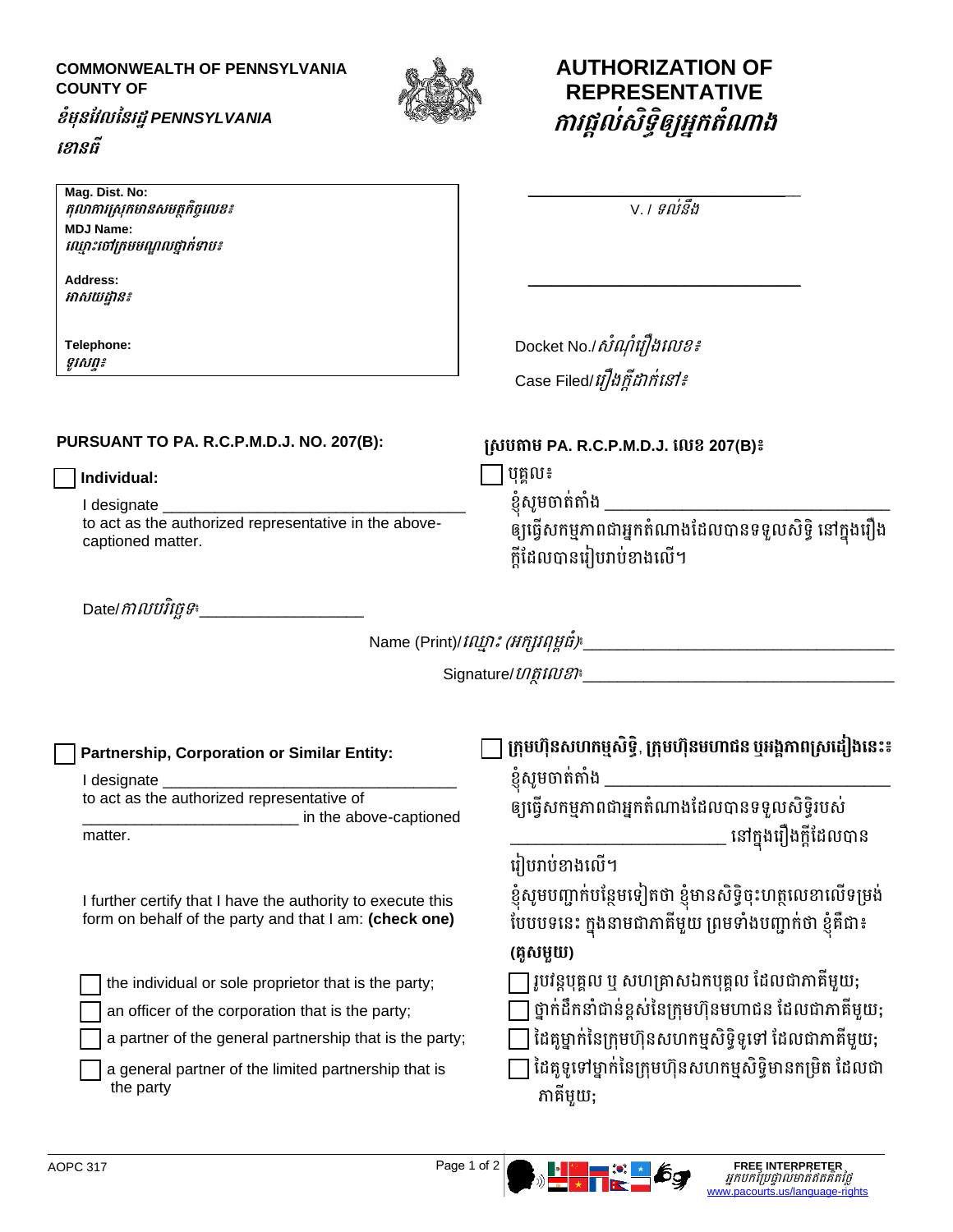**COMMONWEALTH OF PENNSYLVANIA**
**COUNTY OF**

*ខំមុនវែលនៃរដ្ឋ* ***PENNSYLVANIA***
*ខោនធី*

# AUTHORIZATION OF REPRESENTATIVE
# *ការផ្តល់សិទ្ធិឲ្យអ្នកតំណាង*

**Mag. Dist. No:**
*តុលាការស្រុកមានសមត្ថកិច្ចលេខ៖*
**MDJ Name:**
*ឈ្មោះចៅក្រមមណ្ឌលថ្នាក់ទាប៖*

**Address:**
*អាសយដ្ឋាន៖*

**Telephone:**
*ទូរស័ព្ទ៖*

______________________________

V. / *ទល់នឹង*

______________________________

Docket No./*សំណុំរឿងលេខ៖*

Case Filed/*រឿងក្តីដាក់នៅ៖*

**PURSUANT TO PA. R.C.P.M.D.J. NO. 207(B):**

**ស្របតាម PA. R.C.P.M.D.J. លេខ 207(B)៖**

☐ **Individual:**

I designate ______________________________ to act as the authorized representative in the above-captioned matter.

☐ បុគ្គល៖

ខ្ញុំសូមចាត់តាំង ______________________________ ឲ្យធ្វើសកម្មភាពជាអ្នកតំណាងដែលបានទទួលសិទ្ធិ នៅក្នុងរឿងក្តីដែលបានរៀបរាប់ខាងលើ។

Date/*កាលបរិច្ឆេទ*: __________________

Name (Print)/*ឈ្មោះ (អក្សរពុម្ពធំ)*: ______________________________

Signature/*ហត្ថលេខា*: ______________________________

☐ **Partnership, Corporation or Similar Entity:**

I designate ______________________________ to act as the authorized representative of ________________________ in the above-captioned matter.

I further certify that I have the authority to execute this form on behalf of the party and that I am: **(check one)**

- ☐ the individual or sole proprietor that is the party;
- ☐ an officer of the corporation that is the party;
- ☐ a partner of the general partnership that is the party;
- ☐ a general partner of the limited partnership that is the party

☐ **ក្រុមហ៊ុនសហកម្មសិទ្ធិ, ក្រុមហ៊ុនមហាជន ឬអង្គភាពស្រដៀងនេះ៖**

ខ្ញុំសូមចាត់តាំង ______________________________ ឲ្យធ្វើសកម្មភាពជាអ្នកតំណាងដែលបានទទួលសិទ្ធិរបស់ ________________________ នៅក្នុងរឿងក្តីដែលបានរៀបរាប់ខាងលើ។

ខ្ញុំសូមបញ្ជាក់បន្ថែមទៀតថា ខ្ញុំមានសិទ្ធិចុះហត្ថលេខាលើទម្រង់បែបបទនេះ ក្នុងនាមជាភាគីមួយ ព្រមទាំងបញ្ជាក់ថា ខ្ញុំគឺជា៖ **(គូសមួយ)**

- ☐ រូបវន្តបុគ្គល ឬ សហគ្រាសឯកបុគ្គល ដែលជាភាគីមួយ;
- ☐ ថ្នាក់ដឹកនាំជាន់ខ្ពស់នៃក្រុមហ៊ុនមហាជន ដែលជាភាគីមួយ;
- ☐ ដៃគូម្នាក់នៃក្រុមហ៊ុនសហកម្មសិទ្ធិទូទៅ ដែលជាភាគីមួយ;
- ☐ ដៃគូទូទៅម្នាក់នៃក្រុមហ៊ុនសហកម្មសិទ្ធិមានកម្រិត ដែលជាភាគីមួយ;

AOPC 317

**FREE INTERPRETER**
*អ្នកបកប្រែផ្ទាល់មាត់ឥតគិតថ្លៃ*
www.pacourts.us/language-rights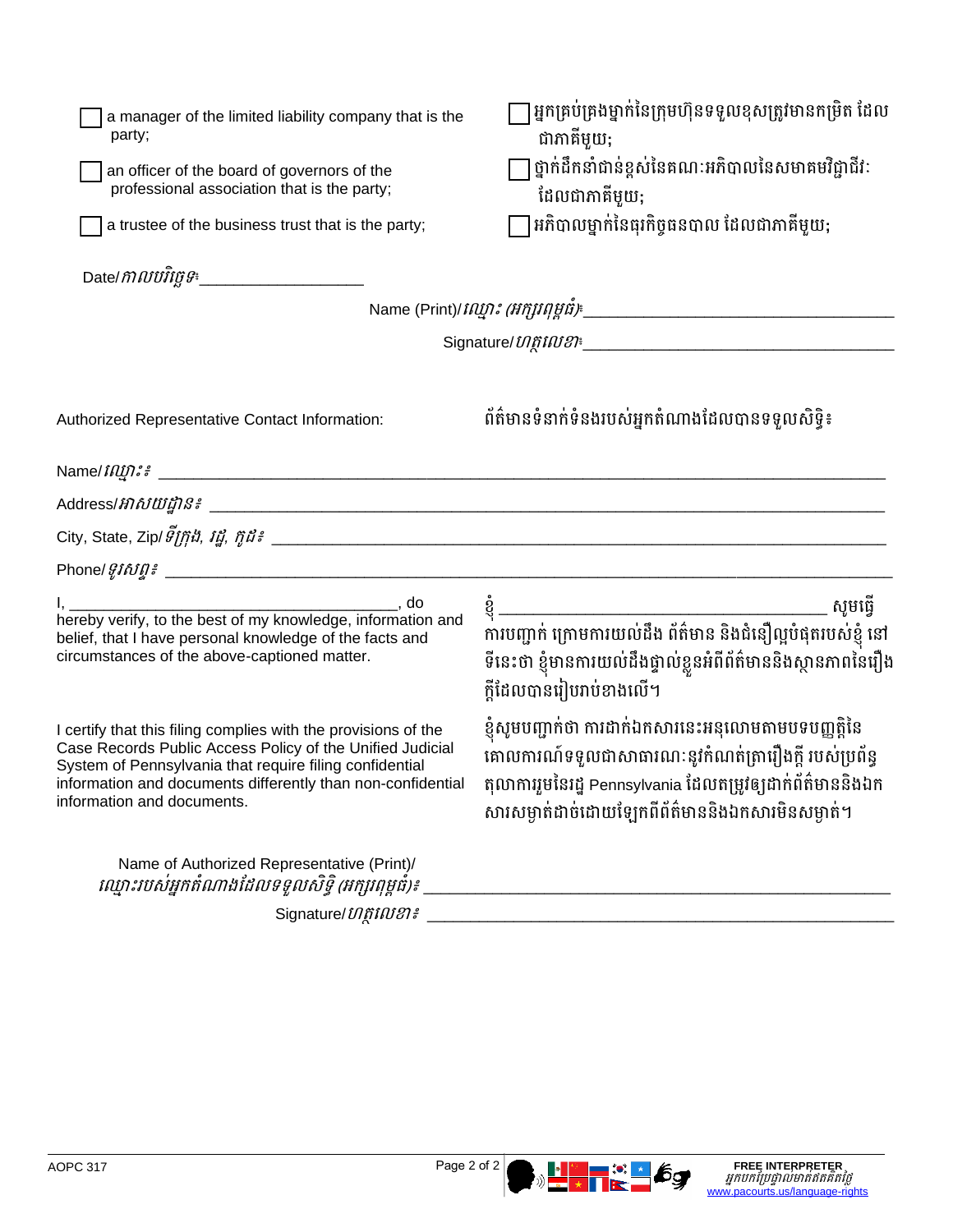☐ a manager of the limited liability company that is the party;
☐ អ្នកគ្រប់គ្រងម្នាក់នៃក្រុមហ៊ុនទទួលខុសត្រូវមានកម្រិត ដែលជាភាគីមួយ;

☐ an officer of the board of governors of the professional association that is the party;
☐ ថ្នាក់ដឹកនាំជាន់ខ្ពស់នៃគណៈអភិបាលនៃសមាគមវិជ្ជាជីវៈ ដែលជាភាគីមួយ;

☐ a trustee of the business trust that is the party;
☐ អភិបាលម្នាក់នៃធុរកិច្ចធនបាល ដែលជាភាគីមួយ;

Date/*កាលបរិច្ឆេទ*: ____________________

Name (Print)/*ឈ្មោះ (អក្សរពុម្ពធំ)*: ____________________________________

Signature/*ហត្ថលេខា*: ____________________________________

Authorized Representative Contact Information:

ព័ត៌មានទំនាក់ទំនងរបស់អ្នកតំណាងដែលបានទទួលសិទ្ធិ៖

Name/*ឈ្មោះ*៖ ______________________________________________________________________________

Address/*អាសយដ្ឋាន*៖ __________________________________________________________________________

City, State, Zip/*ទីក្រុង, រដ្ឋ, កូដ*៖ ______________________________________________________________

Phone/*ទូរសព្ទ*៖ _______________________________________________________________________________

I, ______________________________________, do hereby verify, to the best of my knowledge, information and belief, that I have personal knowledge of the facts and circumstances of the above-captioned matter.

ខ្ញុំ ______________________________________ សូមធ្វើការបញ្ជាក់ ក្រោមការយល់ដឹង ព័ត៌មាន និងជំនឿល្អបំផុតរបស់ខ្ញុំ នៅទីនេះថា ខ្ញុំមានការយល់ដឹងផ្ទាល់ខ្លួនអំពីព័ត៌មាននិងស្ថានភាពនៃរឿងក្ដីដែលបានរៀបរាប់ខាងលើ។

I certify that this filing complies with the provisions of the Case Records Public Access Policy of the Unified Judicial System of Pennsylvania that require filing confidential information and documents differently than non-confidential information and documents.

ខ្ញុំសូមបញ្ជាក់ថា ការដាក់ឯកសារនេះអនុលោមតាមបទបញ្ញត្តិនៃគោលការណ៍ទទួលជាសាធារណៈនូវកំណត់ត្រារឿងក្ដី របស់ប្រព័ន្ធតុលាការរួមនៃរដ្ឋ Pennsylvania ដែលតម្រូវឲ្យដាក់ព័ត៌មាននិងឯកសារសម្ងាត់ដាច់ដោយឡែកពីព័ត៌មាននិងឯកសារមិនសម្ងាត់។

Name of Authorized Representative (Print)/
*ឈ្មោះរបស់អ្នកតំណាងដែលទទួលសិទ្ធិ (អក្សរពុម្ពធំ)*៖ ______________________________________________

Signature/*ហត្ថលេខា*៖ ______________________________________________

AOPC 317

FREE INTERPRETER
*អ្នកបកប្រែផ្ទាល់មាត់ឥតគិតថ្លៃ*
www.pacourts.us/language-rights